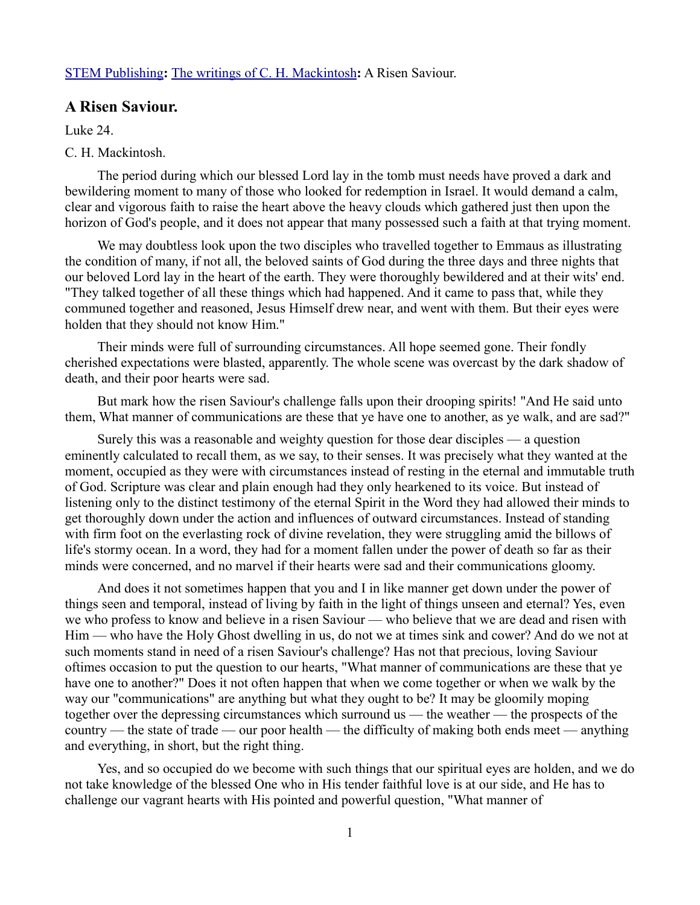STEM Publishing**:** The writings of C. H. Mackintosh**:** A Risen Saviour.

## A Risen Saviour.

Luke 24.

C. H. Mackintosh.

The period during which our blessed Lord lay in the tomb must needs have proved a dark and bewildering moment to many of those who looked for redemption in Israel. It would demand a calm, clear and vigorous faith to raise the heart above the heavy clouds which gathered just then upon the horizon of God's people, and it does not appear that many possessed such a faith at that trying moment.

We may doubtless look upon the two disciples who travelled together to Emmaus as illustrating the condition of many, if not all, the beloved saints of God during the three days and three nights that our beloved Lord lay in the heart of the earth. They were thoroughly bewildered and at their wits' end. "They talked together of all these things which had happened. And it came to pass that, while they communed together and reasoned, Jesus Himself drew near, and went with them. But their eyes were holden that they should not know Him."

Their minds were full of surrounding circumstances. All hope seemed gone. Their fondly cherished expectations were blasted, apparently. The whole scene was overcast by the dark shadow of death, and their poor hearts were sad.

But mark how the risen Saviour's challenge falls upon their drooping spirits! "And He said unto them, What manner of communications are these that ye have one to another, as ye walk, and are sad?"

Surely this was a reasonable and weighty question for those dear disciples — a question eminently calculated to recall them, as we say, to their senses. It was precisely what they wanted at the moment, occupied as they were with circumstances instead of resting in the eternal and immutable truth of God. Scripture was clear and plain enough had they only hearkened to its voice. But instead of listening only to the distinct testimony of the eternal Spirit in the Word they had allowed their minds to get thoroughly down under the action and influences of outward circumstances. Instead of standing with firm foot on the everlasting rock of divine revelation, they were struggling amid the billows of life's stormy ocean. In a word, they had for a moment fallen under the power of death so far as their minds were concerned, and no marvel if their hearts were sad and their communications gloomy.

And does it not sometimes happen that you and I in like manner get down under the power of things seen and temporal, instead of living by faith in the light of things unseen and eternal? Yes, even we who profess to know and believe in a risen Saviour — who believe that we are dead and risen with Him — who have the Holy Ghost dwelling in us, do not we at times sink and cower? And do we not at such moments stand in need of a risen Saviour's challenge? Has not that precious, loving Saviour oftimes occasion to put the question to our hearts, "What manner of communications are these that ye have one to another?" Does it not often happen that when we come together or when we walk by the way our "communications" are anything but what they ought to be? It may be gloomily moping together over the depressing circumstances which surround us — the weather — the prospects of the country — the state of trade — our poor health — the difficulty of making both ends meet — anything and everything, in short, but the right thing.

Yes, and so occupied do we become with such things that our spiritual eyes are holden, and we do not take knowledge of the blessed One who in His tender faithful love is at our side, and He has to challenge our vagrant hearts with His pointed and powerful question, "What manner of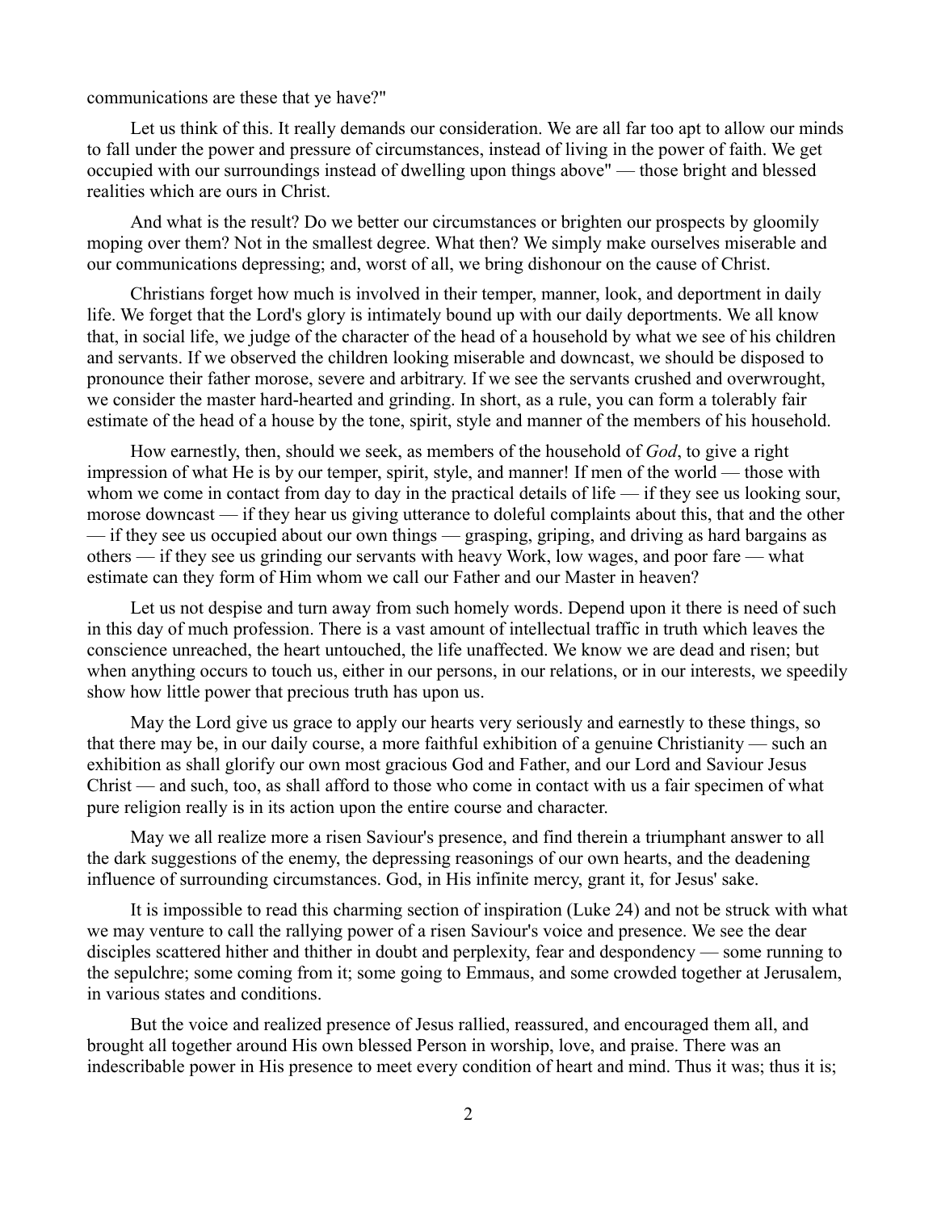communications are these that ye have?"

Let us think of this. It really demands our consideration. We are all far too apt to allow our minds to fall under the power and pressure of circumstances, instead of living in the power of faith. We get occupied with our surroundings instead of dwelling upon things above" — those bright and blessed realities which are ours in Christ.

And what is the result? Do we better our circumstances or brighten our prospects by gloomily moping over them? Not in the smallest degree. What then? We simply make ourselves miserable and our communications depressing; and, worst of all, we bring dishonour on the cause of Christ.

Christians forget how much is involved in their temper, manner, look, and deportment in daily life. We forget that the Lord's glory is intimately bound up with our daily deportments. We all know that, in social life, we judge of the character of the head of a household by what we see of his children and servants. If we observed the children looking miserable and downcast, we should be disposed to pronounce their father morose, severe and arbitrary. If we see the servants crushed and overwrought, we consider the master hard-hearted and grinding. In short, as a rule, you can form a tolerably fair estimate of the head of a house by the tone, spirit, style and manner of the members of his household.

How earnestly, then, should we seek, as members of the household of *God*, to give a right impression of what He is by our temper, spirit, style, and manner! If men of the world — those with whom we come in contact from day to day in the practical details of life — if they see us looking sour, morose downcast — if they hear us giving utterance to doleful complaints about this, that and the other — if they see us occupied about our own things — grasping, griping, and driving as hard bargains as others — if they see us grinding our servants with heavy Work, low wages, and poor fare — what estimate can they form of Him whom we call our Father and our Master in heaven?

Let us not despise and turn away from such homely words. Depend upon it there is need of such in this day of much profession. There is a vast amount of intellectual traffic in truth which leaves the conscience unreached, the heart untouched, the life unaffected. We know we are dead and risen; but when anything occurs to touch us, either in our persons, in our relations, or in our interests, we speedily show how little power that precious truth has upon us.

May the Lord give us grace to apply our hearts very seriously and earnestly to these things, so that there may be, in our daily course, a more faithful exhibition of a genuine Christianity — such an exhibition as shall glorify our own most gracious God and Father, and our Lord and Saviour Jesus Christ — and such, too, as shall afford to those who come in contact with us a fair specimen of what pure religion really is in its action upon the entire course and character.

May we all realize more a risen Saviour's presence, and find therein a triumphant answer to all the dark suggestions of the enemy, the depressing reasonings of our own hearts, and the deadening influence of surrounding circumstances. God, in His infinite mercy, grant it, for Jesus' sake.

It is impossible to read this charming section of inspiration (Luke 24) and not be struck with what we may venture to call the rallying power of a risen Saviour's voice and presence. We see the dear disciples scattered hither and thither in doubt and perplexity, fear and despondency — some running to the sepulchre; some coming from it; some going to Emmaus, and some crowded together at Jerusalem, in various states and conditions.

But the voice and realized presence of Jesus rallied, reassured, and encouraged them all, and brought all together around His own blessed Person in worship, love, and praise. There was an indescribable power in His presence to meet every condition of heart and mind. Thus it was; thus it is;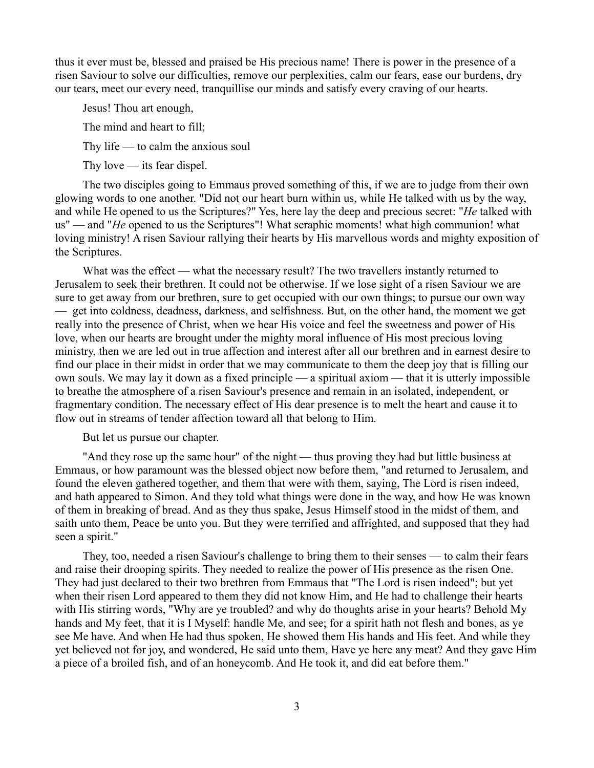thus it ever must be, blessed and praised be His precious name! There is power in the presence of a risen Saviour to solve our difficulties, remove our perplexities, calm our fears, ease our burdens, dry our tears, meet our every need, tranquillise our minds and satisfy every craving of our hearts.

Jesus! Thou art enough,

The mind and heart to fill;

Thy life — to calm the anxious soul

Thy love — its fear dispel.

The two disciples going to Emmaus proved something of this, if we are to judge from their own glowing words to one another. "Did not our heart burn within us, while He talked with us by the way, and while He opened to us the Scriptures?" Yes, here lay the deep and precious secret: "*He* talked with us" — and "*He* opened to us the Scriptures"! What seraphic moments! what high communion! what loving ministry! A risen Saviour rallying their hearts by His marvellous words and mighty exposition of the Scriptures.

What was the effect — what the necessary result? The two travellers instantly returned to Jerusalem to seek their brethren. It could not be otherwise. If we lose sight of a risen Saviour we are sure to get away from our brethren, sure to get occupied with our own things; to pursue our own way — get into coldness, deadness, darkness, and selfishness. But, on the other hand, the moment we get really into the presence of Christ, when we hear His voice and feel the sweetness and power of His love, when our hearts are brought under the mighty moral influence of His most precious loving ministry, then we are led out in true affection and interest after all our brethren and in earnest desire to find our place in their midst in order that we may communicate to them the deep joy that is filling our own souls. We may lay it down as a fixed principle — a spiritual axiom — that it is utterly impossible to breathe the atmosphere of a risen Saviour's presence and remain in an isolated, independent, or fragmentary condition. The necessary effect of His dear presence is to melt the heart and cause it to flow out in streams of tender affection toward all that belong to Him.

But let us pursue our chapter.

"And they rose up the same hour" of the night — thus proving they had but little business at Emmaus, or how paramount was the blessed object now before them, "and returned to Jerusalem, and found the eleven gathered together, and them that were with them, saying, The Lord is risen indeed, and hath appeared to Simon. And they told what things were done in the way, and how He was known of them in breaking of bread. And as they thus spake, Jesus Himself stood in the midst of them, and saith unto them, Peace be unto you. But they were terrified and affrighted, and supposed that they had seen a spirit."

They, too, needed a risen Saviour's challenge to bring them to their senses — to calm their fears and raise their drooping spirits. They needed to realize the power of His presence as the risen One. They had just declared to their two brethren from Emmaus that "The Lord is risen indeed"; but yet when their risen Lord appeared to them they did not know Him, and He had to challenge their hearts with His stirring words, "Why are ye troubled? and why do thoughts arise in your hearts? Behold My hands and My feet, that it is I Myself: handle Me, and see; for a spirit hath not flesh and bones, as ye see Me have. And when He had thus spoken, He showed them His hands and His feet. And while they yet believed not for joy, and wondered, He said unto them, Have ye here any meat? And they gave Him a piece of a broiled fish, and of an honeycomb. And He took it, and did eat before them."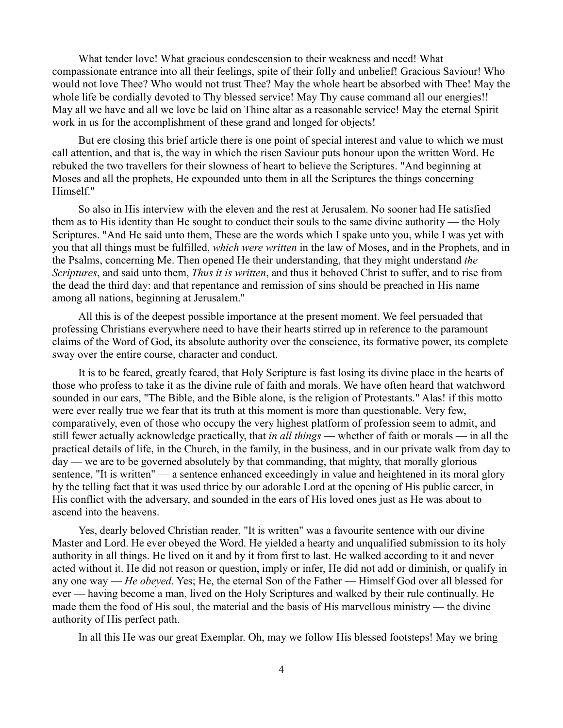What tender love! What gracious condescension to their weakness and need! What compassionate entrance into all their feelings, spite of their folly and unbelief! Gracious Saviour! Who would not love Thee? Who would not trust Thee? May the whole heart be absorbed with Thee! May the whole life be cordially devoted to Thy blessed service! May Thy cause command all our energies!! May all we have and all we love be laid on Thine altar as a reasonable service! May the eternal Spirit work in us for the accomplishment of these grand and longed for objects!

But ere closing this brief article there is one point of special interest and value to which we must call attention, and that is, the way in which the risen Saviour puts honour upon the written Word. He rebuked the two travellers for their slowness of heart to believe the Scriptures. "And beginning at Moses and all the prophets, He expounded unto them in all the Scriptures the things concerning Himself."

So also in His interview with the eleven and the rest at Jerusalem. No sooner had He satisfied them as to His identity than He sought to conduct their souls to the same divine authority — the Holy Scriptures. "And He said unto them, These are the words which I spake unto you, while I was yet with you that all things must be fulfilled, *which were written* in the law of Moses, and in the Prophets, and in the Psalms, concerning Me. Then opened He their understanding, that they might understand *the Scriptures*, and said unto them, *Thus it is written*, and thus it behoved Christ to suffer, and to rise from the dead the third day: and that repentance and remission of sins should be preached in His name among all nations, beginning at Jerusalem."

All this is of the deepest possible importance at the present moment. We feel persuaded that professing Christians everywhere need to have their hearts stirred up in reference to the paramount claims of the Word of God, its absolute authority over the conscience, its formative power, its complete sway over the entire course, character and conduct.

It is to be feared, greatly feared, that Holy Scripture is fast losing its divine place in the hearts of those who profess to take it as the divine rule of faith and morals. We have often heard that watchword sounded in our ears, "The Bible, and the Bible alone, is the religion of Protestants." Alas! if this motto were ever really true we fear that its truth at this moment is more than questionable. Very few, comparatively, even of those who occupy the very highest platform of profession seem to admit, and still fewer actually acknowledge practically, that *in all things* — whether of faith or morals — in all the practical details of life, in the Church, in the family, in the business, and in our private walk from day to day — we are to be governed absolutely by that commanding, that mighty, that morally glorious sentence, "It is written" — a sentence enhanced exceedingly in value and heightened in its moral glory by the telling fact that it was used thrice by our adorable Lord at the opening of His public career, in His conflict with the adversary, and sounded in the ears of His loved ones just as He was about to ascend into the heavens.

Yes, dearly beloved Christian reader, "It is written" was a favourite sentence with our divine Master and Lord. He ever obeyed the Word. He yielded a hearty and unqualified submission to its holy authority in all things. He lived on it and by it from first to last. He walked according to it and never acted without it. He did not reason or question, imply or infer, He did not add or diminish, or qualify in any one way — *He obeyed*. Yes; He, the eternal Son of the Father — Himself God over all blessed for ever — having become a man, lived on the Holy Scriptures and walked by their rule continually. He made them the food of His soul, the material and the basis of His marvellous ministry — the divine authority of His perfect path.

In all this He was our great Exemplar. Oh, may we follow His blessed footsteps! May we bring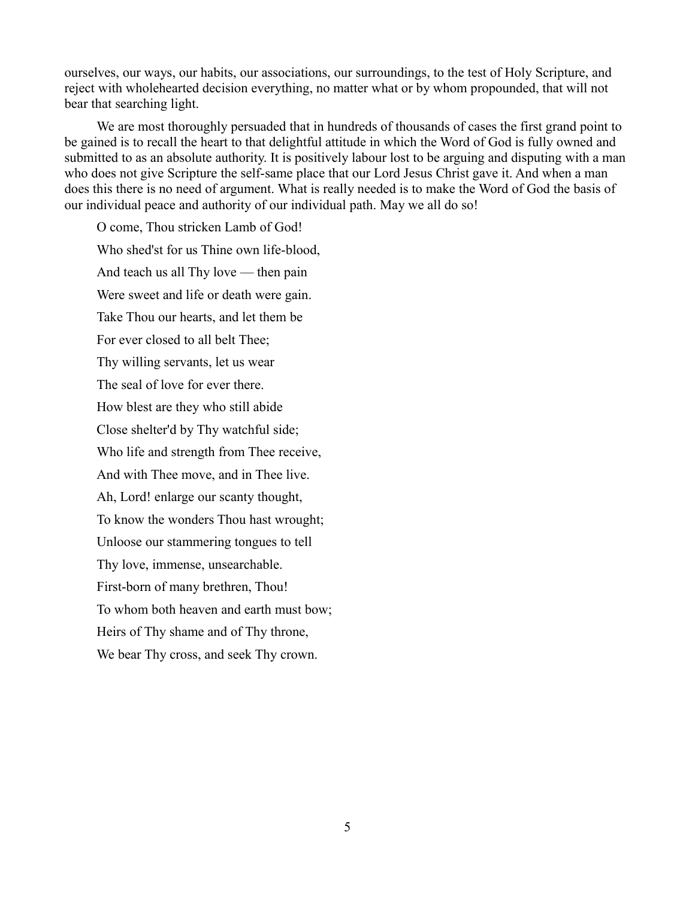ourselves, our ways, our habits, our associations, our surroundings, to the test of Holy Scripture, and reject with wholehearted decision everything, no matter what or by whom propounded, that will not bear that searching light.

We are most thoroughly persuaded that in hundreds of thousands of cases the first grand point to be gained is to recall the heart to that delightful attitude in which the Word of God is fully owned and submitted to as an absolute authority. It is positively labour lost to be arguing and disputing with a man who does not give Scripture the self-same place that our Lord Jesus Christ gave it. And when a man does this there is no need of argument. What is really needed is to make the Word of God the basis of our individual peace and authority of our individual path. May we all do so!

O come, Thou stricken Lamb of God!

Who shed'st for us Thine own life-blood,

And teach us all Thy love — then pain

Were sweet and life or death were gain.

Take Thou our hearts, and let them be

For ever closed to all belt Thee;

Thy willing servants, let us wear

The seal of love for ever there.

How blest are they who still abide

Close shelter'd by Thy watchful side;

Who life and strength from Thee receive,

And with Thee move, and in Thee live.

Ah, Lord! enlarge our scanty thought,

To know the wonders Thou hast wrought;

Unloose our stammering tongues to tell

Thy love, immense, unsearchable.

First-born of many brethren, Thou!

To whom both heaven and earth must bow;

Heirs of Thy shame and of Thy throne,

We bear Thy cross, and seek Thy crown.